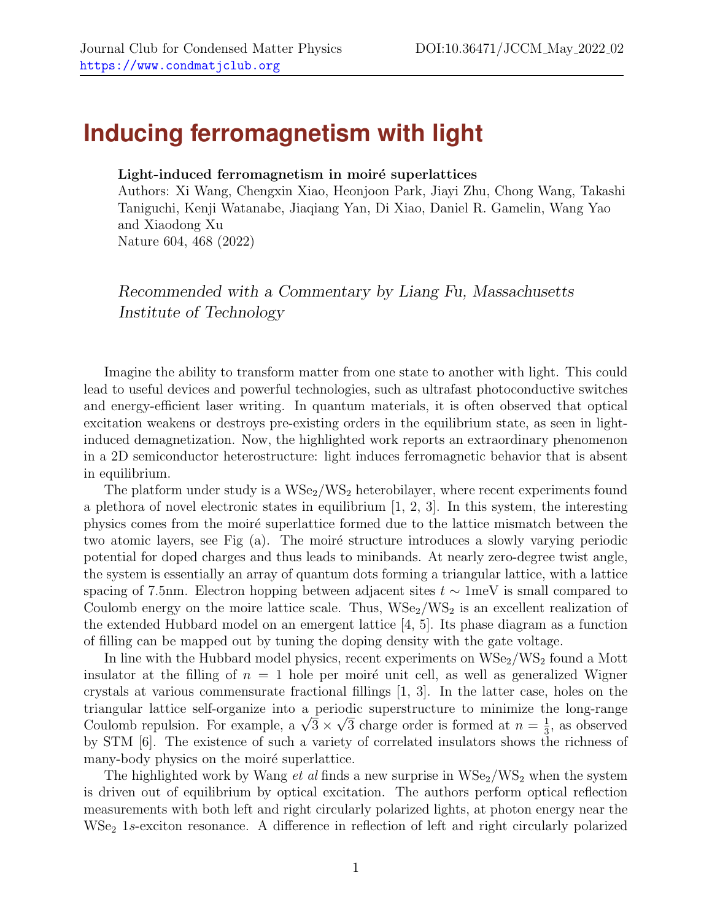Journal Club for Condensed Matter Physics
https://www.condmatjclub.org

DOI:10.36471/JCCM_May_2022_02

# Inducing ferromagnetism with light

**Light-induced ferromagnetism in moiré superlattices**
Authors: Xi Wang, Chengxin Xiao, Heonjoon Park, Jiayi Zhu, Chong Wang, Takashi Taniguchi, Kenji Watanabe, Jiaqiang Yan, Di Xiao, Daniel R. Gamelin, Wang Yao and Xiaodong Xu
Nature 604, 468 (2022)

*Recommended with a Commentary by Liang Fu, Massachusetts Institute of Technology*

Imagine the ability to transform matter from one state to another with light. This could lead to useful devices and powerful technologies, such as ultrafast photoconductive switches and energy-efficient laser writing. In quantum materials, it is often observed that optical excitation weakens or destroys pre-existing orders in the equilibrium state, as seen in light-induced demagnetization. Now, the highlighted work reports an extraordinary phenomenon in a 2D semiconductor heterostructure: light induces ferromagnetic behavior that is absent in equilibrium.

The platform under study is a $WSe_2/WS_2$ heterobilayer, where recent experiments found a plethora of novel electronic states in equilibrium [1, 2, 3]. In this system, the interesting physics comes from the moiré superlattice formed due to the lattice mismatch between the two atomic layers, see Fig (a). The moiré structure introduces a slowly varying periodic potential for doped charges and thus leads to minibands. At nearly zero-degree twist angle, the system is essentially an array of quantum dots forming a triangular lattice, with a lattice spacing of 7.5nm. Electron hopping between adjacent sites $t \sim 1$meV is small compared to Coulomb energy on the moire lattice scale. Thus, $WSe_2/WS_2$ is an excellent realization of the extended Hubbard model on an emergent lattice [4, 5]. Its phase diagram as a function of filling can be mapped out by tuning the doping density with the gate voltage.

In line with the Hubbard model physics, recent experiments on $WSe_2/WS_2$ found a Mott insulator at the filling of $n = 1$ hole per moiré unit cell, as well as generalized Wigner crystals at various commensurate fractional fillings [1, 3]. In the latter case, holes on the triangular lattice self-organize into a periodic superstructure to minimize the long-range Coulomb repulsion. For example, a $\sqrt{3} \times \sqrt{3}$ charge order is formed at $n = \frac{1}{3}$, as observed by STM [6]. The existence of such a variety of correlated insulators shows the richness of many-body physics on the moiré superlattice.

The highlighted work by Wang *et al* finds a new surprise in $WSe_2/WS_2$ when the system is driven out of equilibrium by optical excitation. The authors perform optical reflection measurements with both left and right circularly polarized lights, at photon energy near the $WSe_2$ 1*s*-exciton resonance. A difference in reflection of left and right circularly polarized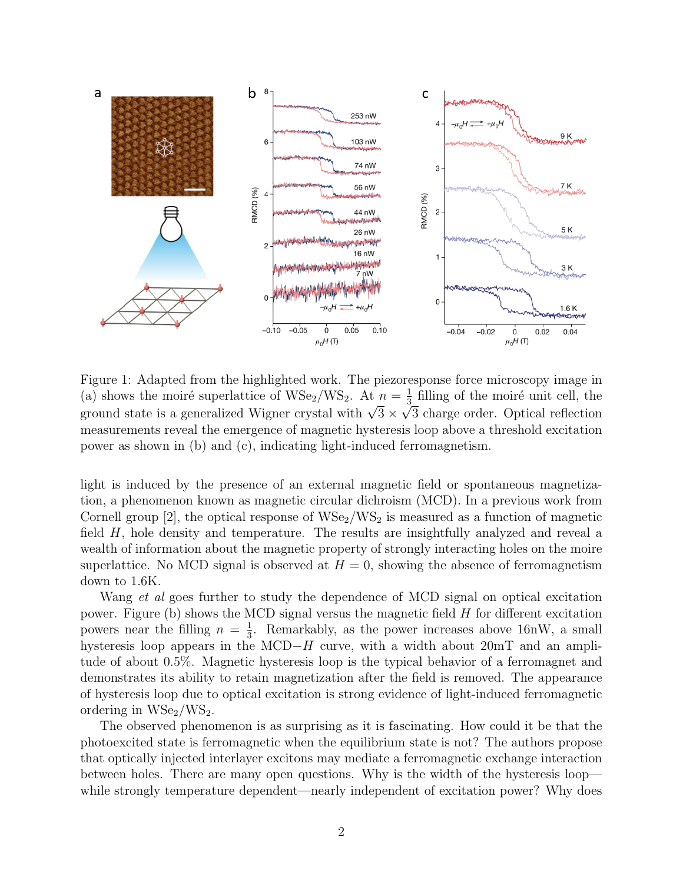Figure 1: Adapted from the highlighted work. The piezoresponse force microscopy image in (a) shows the moiré superlattice of $WSe_2/WS_2$. At $n = \frac{1}{3}$ filling of the moiré unit cell, the ground state is a generalized Wigner crystal with $\sqrt{3} \times \sqrt{3}$ charge order. Optical reflection measurements reveal the emergence of magnetic hysteresis loop above a threshold excitation power as shown in (b) and (c), indicating light-induced ferromagnetism.

light is induced by the presence of an external magnetic field or spontaneous magnetization, a phenomenon known as magnetic circular dichroism (MCD). In a previous work from Cornell group [2], the optical response of $WSe_2/WS_2$ is measured as a function of magnetic field $H$, hole density and temperature. The results are insightfully analyzed and reveal a wealth of information about the magnetic property of strongly interacting holes on the moire superlattice. No MCD signal is observed at $H = 0$, showing the absence of ferromagnetism down to 1.6K.

Wang *et al* goes further to study the dependence of MCD signal on optical excitation power. Figure (b) shows the MCD signal versus the magnetic field $H$ for different excitation powers near the filling $n = \frac{1}{3}$. Remarkably, as the power increases above 16nW, a small hysteresis loop appears in the MCD$-H$ curve, with a width about 20mT and an amplitude of about 0.5%. Magnetic hysteresis loop is the typical behavior of a ferromagnet and demonstrates its ability to retain magnetization after the field is removed. The appearance of hysteresis loop due to optical excitation is strong evidence of light-induced ferromagnetic ordering in $WSe_2/WS_2$.

The observed phenomenon is as surprising as it is fascinating. How could it be that the photoexcited state is ferromagnetic when the equilibrium state is not? The authors propose that optically injected interlayer excitons may mediate a ferromagnetic exchange interaction between holes. There are many open questions. Why is the width of the hysteresis loop—while strongly temperature dependent—nearly independent of excitation power? Why does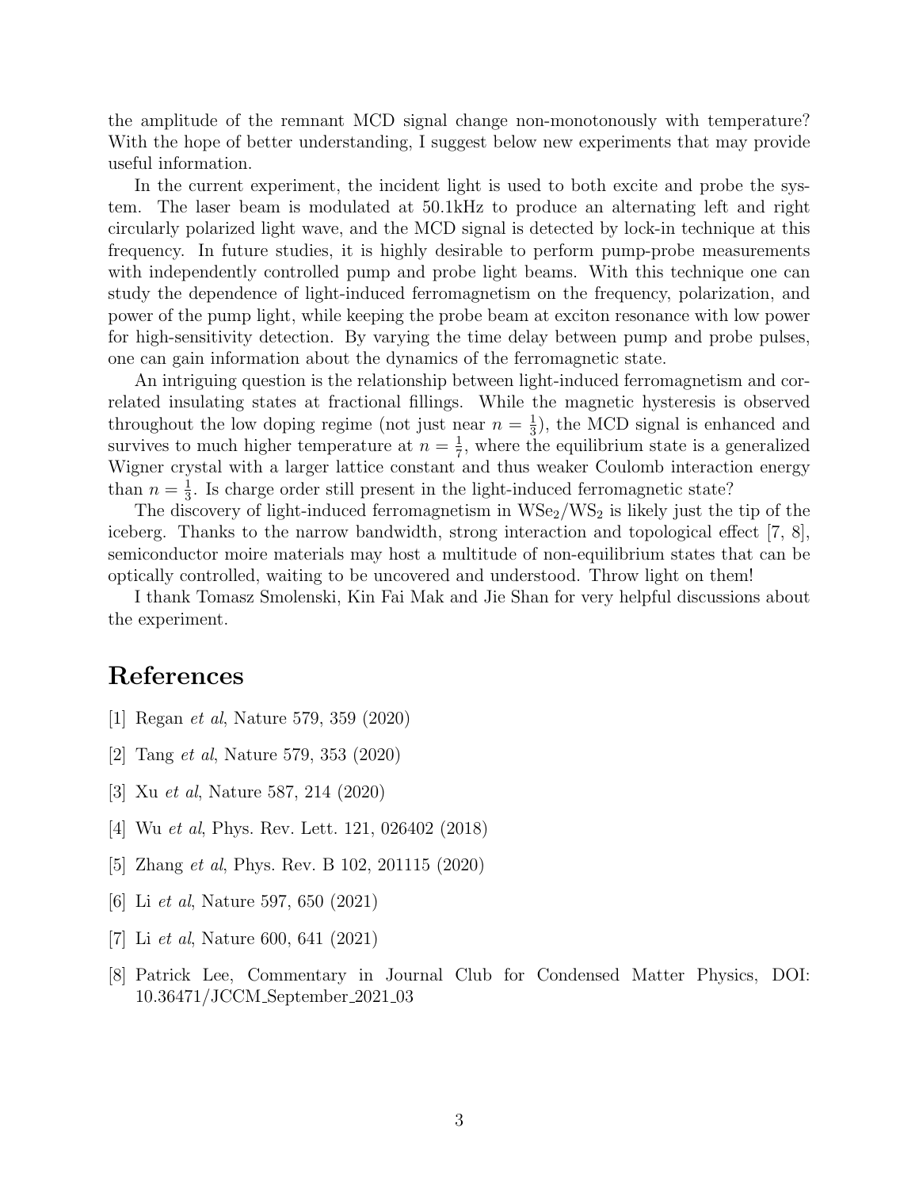the amplitude of the remnant MCD signal change non-monotonously with temperature? With the hope of better understanding, I suggest below new experiments that may provide useful information.

In the current experiment, the incident light is used to both excite and probe the system. The laser beam is modulated at 50.1kHz to produce an alternating left and right circularly polarized light wave, and the MCD signal is detected by lock-in technique at this frequency. In future studies, it is highly desirable to perform pump-probe measurements with independently controlled pump and probe light beams. With this technique one can study the dependence of light-induced ferromagnetism on the frequency, polarization, and power of the pump light, while keeping the probe beam at exciton resonance with low power for high-sensitivity detection. By varying the time delay between pump and probe pulses, one can gain information about the dynamics of the ferromagnetic state.

An intriguing question is the relationship between light-induced ferromagnetism and correlated insulating states at fractional fillings. While the magnetic hysteresis is observed throughout the low doping regime (not just near $n = \frac{1}{3}$), the MCD signal is enhanced and survives to much higher temperature at $n = \frac{1}{7}$, where the equilibrium state is a generalized Wigner crystal with a larger lattice constant and thus weaker Coulomb interaction energy than $n = \frac{1}{3}$. Is charge order still present in the light-induced ferromagnetic state?

The discovery of light-induced ferromagnetism in $WSe_2/WS_2$ is likely just the tip of the iceberg. Thanks to the narrow bandwidth, strong interaction and topological effect [7, 8], semiconductor moire materials may host a multitude of non-equilibrium states that can be optically controlled, waiting to be uncovered and understood. Throw light on them!

I thank Tomasz Smolenski, Kin Fai Mak and Jie Shan for very helpful discussions about the experiment.

# References

[1] Regan *et al*, Nature 579, 359 (2020)

[2] Tang *et al*, Nature 579, 353 (2020)

[3] Xu *et al*, Nature 587, 214 (2020)

[4] Wu *et al*, Phys. Rev. Lett. 121, 026402 (2018)

[5] Zhang *et al*, Phys. Rev. B 102, 201115 (2020)

[6] Li *et al*, Nature 597, 650 (2021)

[7] Li *et al*, Nature 600, 641 (2021)

[8] Patrick Lee, Commentary in Journal Club for Condensed Matter Physics, DOI: 10.36471/JCCM_September_2021_03